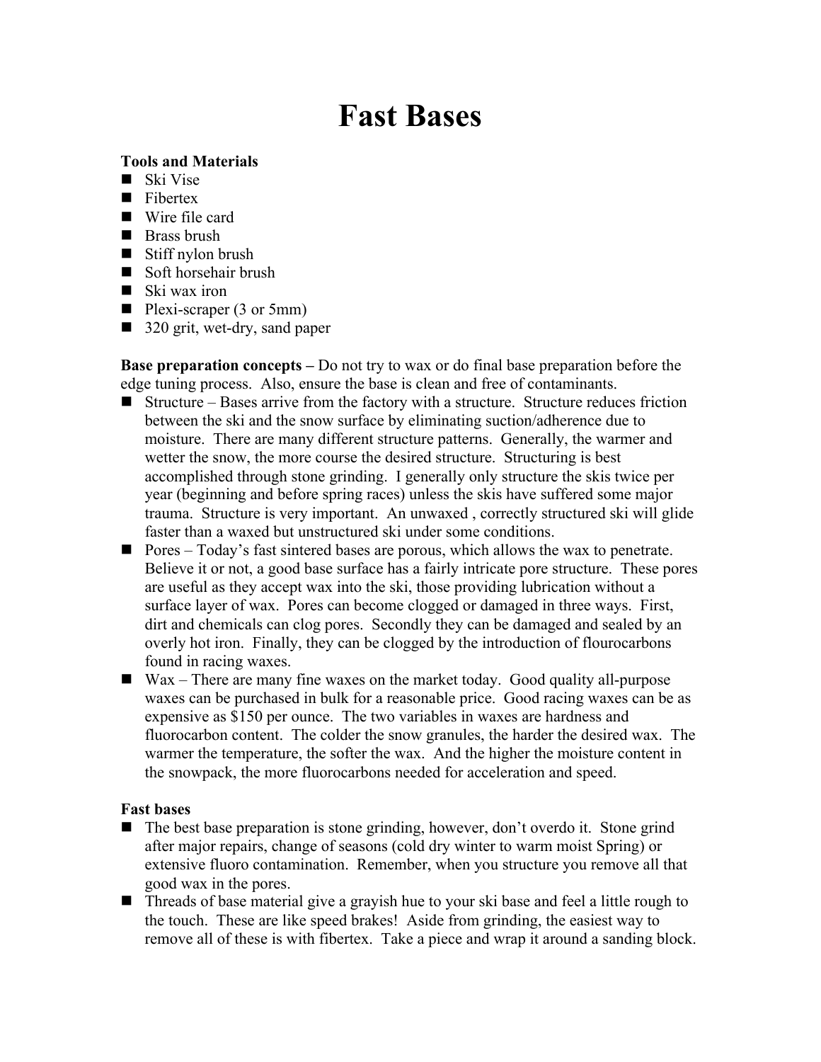# Fast Bases

**Tools and Materials**

- Ski Vise
- Fibertex
- Wire file card
- Brass brush
- Stiff nylon brush
- Soft horsehair brush
- Ski wax iron
- Plexi-scraper (3 or 5mm)
- 320 grit, wet-dry, sand paper

**Base preparation concepts –** Do not try to wax or do final base preparation before the edge tuning process. Also, ensure the base is clean and free of contaminants.

- Structure – Bases arrive from the factory with a structure. Structure reduces friction between the ski and the snow surface by eliminating suction/adherence due to moisture. There are many different structure patterns. Generally, the warmer and wetter the snow, the more course the desired structure. Structuring is best accomplished through stone grinding. I generally only structure the skis twice per year (beginning and before spring races) unless the skis have suffered some major trauma. Structure is very important. An unwaxed , correctly structured ski will glide faster than a waxed but unstructured ski under some conditions.
- Pores – Today's fast sintered bases are porous, which allows the wax to penetrate. Believe it or not, a good base surface has a fairly intricate pore structure. These pores are useful as they accept wax into the ski, those providing lubrication without a surface layer of wax. Pores can become clogged or damaged in three ways. First, dirt and chemicals can clog pores. Secondly they can be damaged and sealed by an overly hot iron. Finally, they can be clogged by the introduction of flourocarbons found in racing waxes.
- Wax – There are many fine waxes on the market today. Good quality all-purpose waxes can be purchased in bulk for a reasonable price. Good racing waxes can be as expensive as $150 per ounce. The two variables in waxes are hardness and fluorocarbon content. The colder the snow granules, the harder the desired wax. The warmer the temperature, the softer the wax. And the higher the moisture content in the snowpack, the more fluorocarbons needed for acceleration and speed.

**Fast bases**

- The best base preparation is stone grinding, however, don't overdo it. Stone grind after major repairs, change of seasons (cold dry winter to warm moist Spring) or extensive fluoro contamination. Remember, when you structure you remove all that good wax in the pores.
- Threads of base material give a grayish hue to your ski base and feel a little rough to the touch. These are like speed brakes! Aside from grinding, the easiest way to remove all of these is with fibertex. Take a piece and wrap it around a sanding block.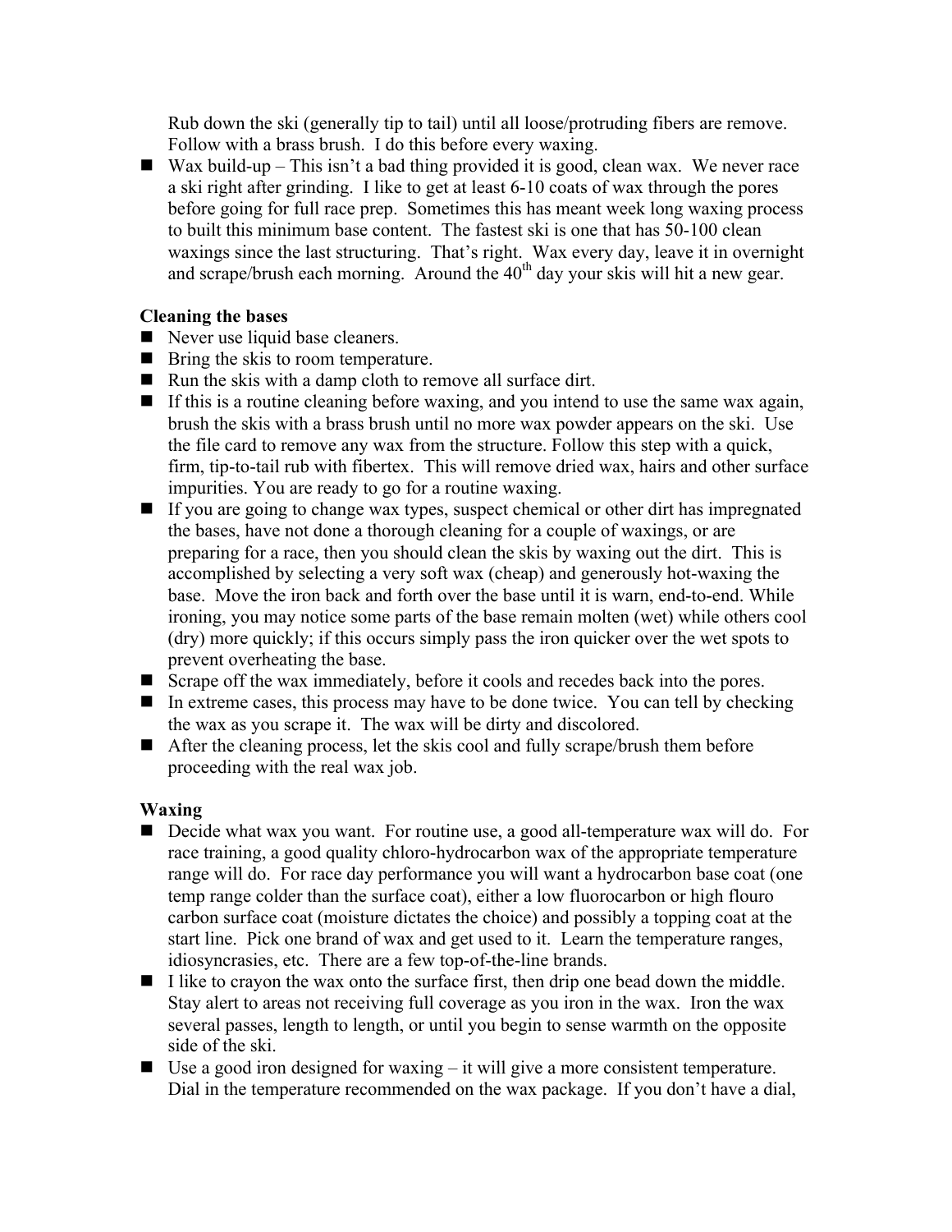Rub down the ski (generally tip to tail) until all loose/protruding fibers are remove. Follow with a brass brush. I do this before every waxing.

- Wax build-up – This isn't a bad thing provided it is good, clean wax. We never race a ski right after grinding. I like to get at least 6-10 coats of wax through the pores before going for full race prep. Sometimes this has meant week long waxing process to built this minimum base content. The fastest ski is one that has 50-100 clean waxings since the last structuring. That's right. Wax every day, leave it in overnight and scrape/brush each morning. Around the 40th day your skis will hit a new gear.

**Cleaning the bases**

- Never use liquid base cleaners.
- Bring the skis to room temperature.
- Run the skis with a damp cloth to remove all surface dirt.
- If this is a routine cleaning before waxing, and you intend to use the same wax again, brush the skis with a brass brush until no more wax powder appears on the ski. Use the file card to remove any wax from the structure. Follow this step with a quick, firm, tip-to-tail rub with fibertex. This will remove dried wax, hairs and other surface impurities. You are ready to go for a routine waxing.
- If you are going to change wax types, suspect chemical or other dirt has impregnated the bases, have not done a thorough cleaning for a couple of waxings, or are preparing for a race, then you should clean the skis by waxing out the dirt. This is accomplished by selecting a very soft wax (cheap) and generously hot-waxing the base. Move the iron back and forth over the base until it is warn, end-to-end. While ironing, you may notice some parts of the base remain molten (wet) while others cool (dry) more quickly; if this occurs simply pass the iron quicker over the wet spots to prevent overheating the base.
- Scrape off the wax immediately, before it cools and recedes back into the pores.
- In extreme cases, this process may have to be done twice. You can tell by checking the wax as you scrape it. The wax will be dirty and discolored.
- After the cleaning process, let the skis cool and fully scrape/brush them before proceeding with the real wax job.

**Waxing**

- Decide what wax you want. For routine use, a good all-temperature wax will do. For race training, a good quality chloro-hydrocarbon wax of the appropriate temperature range will do. For race day performance you will want a hydrocarbon base coat (one temp range colder than the surface coat), either a low fluorocarbon or high flouro carbon surface coat (moisture dictates the choice) and possibly a topping coat at the start line. Pick one brand of wax and get used to it. Learn the temperature ranges, idiosyncrasies, etc. There are a few top-of-the-line brands.
- I like to crayon the wax onto the surface first, then drip one bead down the middle. Stay alert to areas not receiving full coverage as you iron in the wax. Iron the wax several passes, length to length, or until you begin to sense warmth on the opposite side of the ski.
- Use a good iron designed for waxing – it will give a more consistent temperature. Dial in the temperature recommended on the wax package. If you don't have a dial,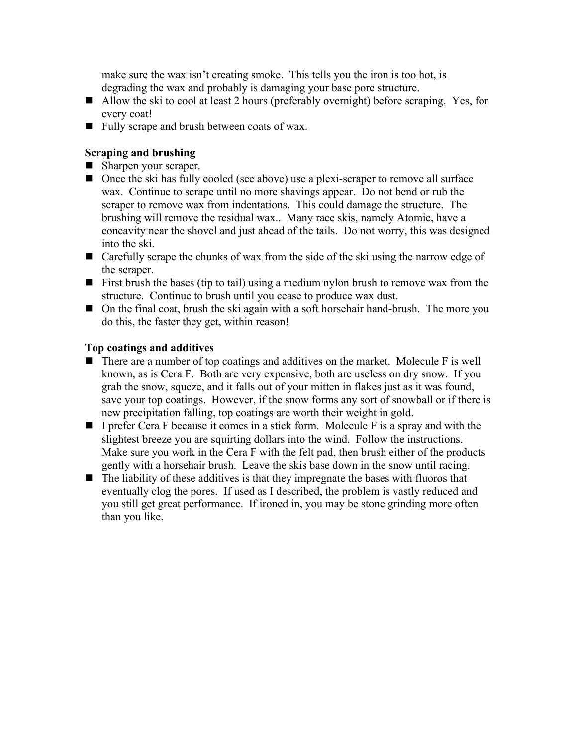make sure the wax isn't creating smoke. This tells you the iron is too hot, is degrading the wax and probably is damaging your base pore structure.

- Allow the ski to cool at least 2 hours (preferably overnight) before scraping. Yes, for every coat!
- Fully scrape and brush between coats of wax.

**Scraping and brushing**

- Sharpen your scraper.
- Once the ski has fully cooled (see above) use a plexi-scraper to remove all surface wax. Continue to scrape until no more shavings appear. Do not bend or rub the scraper to remove wax from indentations. This could damage the structure. The brushing will remove the residual wax.. Many race skis, namely Atomic, have a concavity near the shovel and just ahead of the tails. Do not worry, this was designed into the ski.
- Carefully scrape the chunks of wax from the side of the ski using the narrow edge of the scraper.
- First brush the bases (tip to tail) using a medium nylon brush to remove wax from the structure. Continue to brush until you cease to produce wax dust.
- On the final coat, brush the ski again with a soft horsehair hand-brush. The more you do this, the faster they get, within reason!

**Top coatings and additives**

- There are a number of top coatings and additives on the market. Molecule F is well known, as is Cera F. Both are very expensive, both are useless on dry snow. If you grab the snow, squeze, and it falls out of your mitten in flakes just as it was found, save your top coatings. However, if the snow forms any sort of snowball or if there is new precipitation falling, top coatings are worth their weight in gold.
- I prefer Cera F because it comes in a stick form. Molecule F is a spray and with the slightest breeze you are squirting dollars into the wind. Follow the instructions. Make sure you work in the Cera F with the felt pad, then brush either of the products gently with a horsehair brush. Leave the skis base down in the snow until racing.
- The liability of these additives is that they impregnate the bases with fluoros that eventually clog the pores. If used as I described, the problem is vastly reduced and you still get great performance. If ironed in, you may be stone grinding more often than you like.